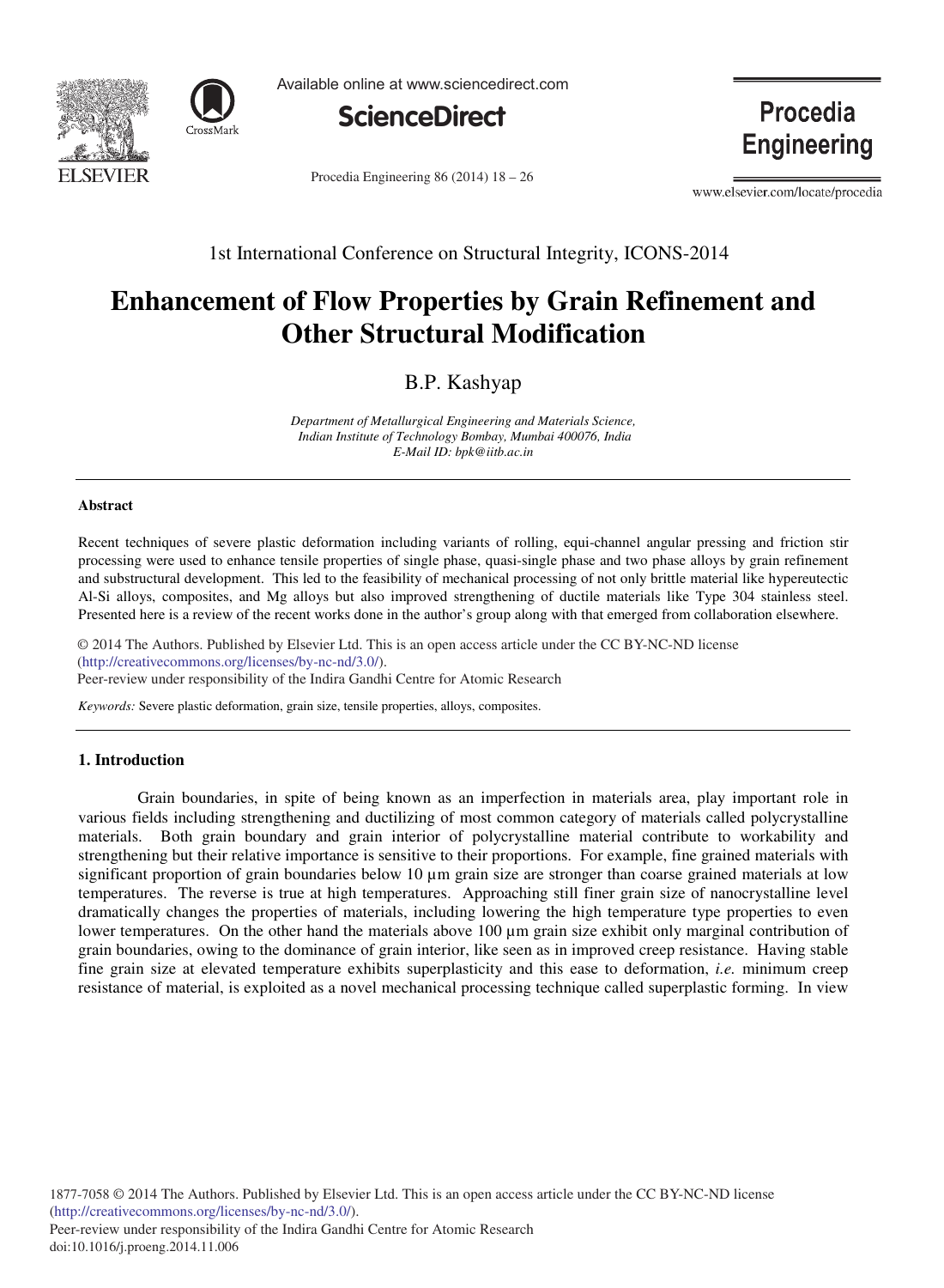1st International Conference on Structural Integrity, ICONS-2014

# Enhancement of Flow Properties by Grain Refinement and Other Structural Modification

B.P. Kashyap

*Department of Metallurgical Engineering and Materials Science, Indian Institute of Technology Bombay, Mumbai 400076, India*
*E-Mail ID: bpk@iitb.ac.in*

## Abstract

Recent techniques of severe plastic deformation including variants of rolling, equi-channel angular pressing and friction stir processing were used to enhance tensile properties of single phase, quasi-single phase and two phase alloys by grain refinement and substructural development. This led to the feasibility of mechanical processing of not only brittle material like hypereutectic Al-Si alloys, composites, and Mg alloys but also improved strengthening of ductile materials like Type 304 stainless steel. Presented here is a review of the recent works done in the author's group along with that emerged from collaboration elsewhere.

© 2014 The Authors. Published by Elsevier Ltd. This is an open access article under the CC BY-NC-ND license (http://creativecommons.org/licenses/by-nc-nd/3.0/).
Peer-review under responsibility of the Indira Gandhi Centre for Atomic Research

*Keywords:* Severe plastic deformation, grain size, tensile properties, alloys, composites.

## 1. Introduction

Grain boundaries, in spite of being known as an imperfection in materials area, play important role in various fields including strengthening and ductilizing of most common category of materials called polycrystalline materials. Both grain boundary and grain interior of polycrystalline material contribute to workability and strengthening but their relative importance is sensitive to their proportions. For example, fine grained materials with significant proportion of grain boundaries below 10 µm grain size are stronger than coarse grained materials at low temperatures. The reverse is true at high temperatures. Approaching still finer grain size of nanocrystalline level dramatically changes the properties of materials, including lowering the high temperature type properties to even lower temperatures. On the other hand the materials above 100 µm grain size exhibit only marginal contribution of grain boundaries, owing to the dominance of grain interior, like seen as in improved creep resistance. Having stable fine grain size at elevated temperature exhibits superplasticity and this ease to deformation, *i.e.* minimum creep resistance of material, is exploited as a novel mechanical processing technique called superplastic forming. In view

1877-7058 © 2014 The Authors. Published by Elsevier Ltd. This is an open access article under the CC BY-NC-ND license (http://creativecommons.org/licenses/by-nc-nd/3.0/).
Peer-review under responsibility of the Indira Gandhi Centre for Atomic Research
doi:10.1016/j.proeng.2014.11.006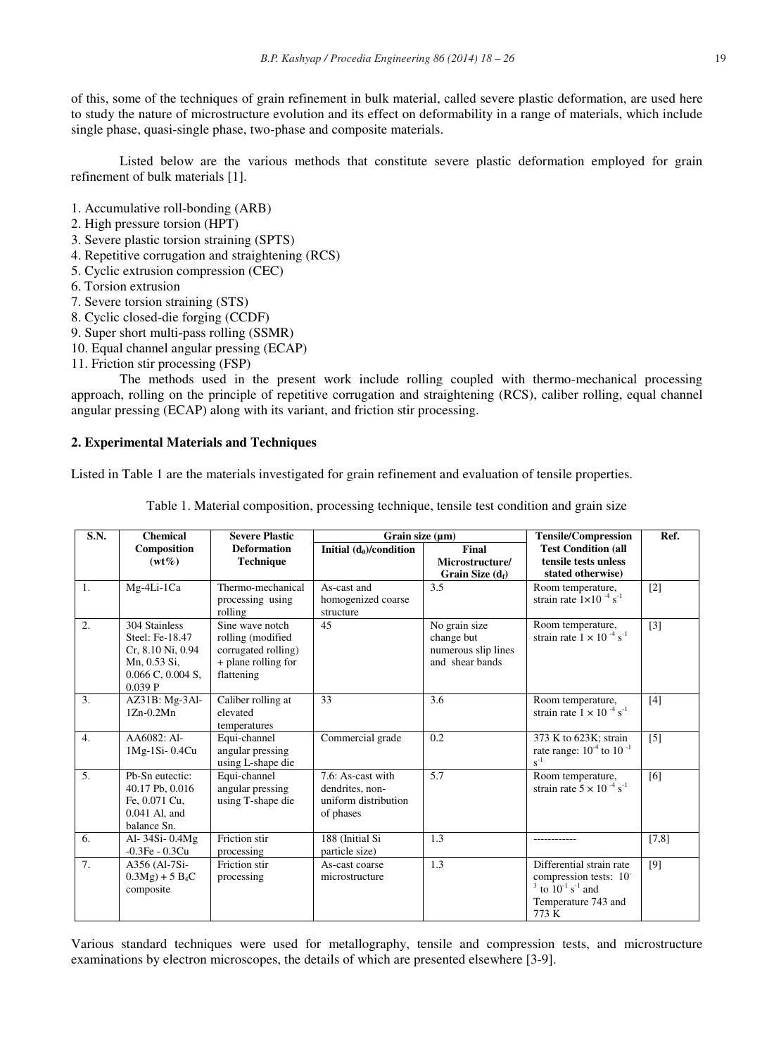of this, some of the techniques of grain refinement in bulk material, called severe plastic deformation, are used here to study the nature of microstructure evolution and its effect on deformability in a range of materials, which include single phase, quasi-single phase, two-phase and composite materials.

Listed below are the various methods that constitute severe plastic deformation employed for grain refinement of bulk materials [1].

1. Accumulative roll-bonding (ARB)
2. High pressure torsion (HPT)
3. Severe plastic torsion straining (SPTS)
4. Repetitive corrugation and straightening (RCS)
5. Cyclic extrusion compression (CEC)
6. Torsion extrusion
7. Severe torsion straining (STS)
8. Cyclic closed-die forging (CCDF)
9. Super short multi-pass rolling (SSMR)
10. Equal channel angular pressing (ECAP)
11. Friction stir processing (FSP)

The methods used in the present work include rolling coupled with thermo-mechanical processing approach, rolling on the principle of repetitive corrugation and straightening (RCS), caliber rolling, equal channel angular pressing (ECAP) along with its variant, and friction stir processing.

## 2. Experimental Materials and Techniques

Listed in Table 1 are the materials investigated for grain refinement and evaluation of tensile properties.

Table 1. Material composition, processing technique, tensile test condition and grain size

| S.N. | Chemical Composition (wt%) | Severe Plastic Deformation Technique | Grain size (μm) | | Tensile/Compression Test Condition (all tensile tests unless stated otherwise) | Ref. |
|---|---|---|---|---|---|---|
| | | | Initial ($d_0$)/condition | Final Microstructure/ Grain Size ($d_f$) | | |
| 1. | Mg-4Li-1Ca | Thermo-mechanical processing using rolling | As-cast and homogenized coarse structure | 3.5 | Room temperature, strain rate $1\times10^{-4}$ $s^{-1}$ | [2] |
| 2. | 304 Stainless Steel: Fe-18.47 Cr, 8.10 Ni, 0.94 Mn, 0.53 Si, 0.066 C, 0.004 S, 0.039 P | Sine wave notch rolling (modified corrugated rolling) + plane rolling for flattening | 45 | No grain size change but numerous slip lines and shear bands | Room temperature, strain rate $1 \times 10^{-4}$ $s^{-1}$ | [3] |
| 3. | AZ31B: Mg-3Al-1Zn-0.2Mn | Caliber rolling at elevated temperatures | 33 | 3.6 | Room temperature, strain rate $1 \times 10^{-4}$ $s^{-1}$ | [4] |
| 4. | AA6082: Al-1Mg-1Si- 0.4Cu | Equi-channel angular pressing using L-shape die | Commercial grade | 0.2 | 373 K to 623K; strain rate range: $10^{-4}$ to $10^{-1}$ $s^{-1}$ | [5] |
| 5. | Pb-Sn eutectic: 40.17 Pb, 0.016 Fe, 0.071 Cu, 0.041 Al, and balance Sn. | Equi-channel angular pressing using T-shape die | 7.6: As-cast with dendrites, non-uniform distribution of phases | 5.7 | Room temperature, strain rate $5 \times 10^{-4}$ $s^{-1}$ | [6] |
| 6. | Al- 34Si- 0.4Mg -0.3Fe - 0.3Cu | Friction stir processing | 188 (Initial Si particle size) | 1.3 | ------------ | [7,8] |
| 7. | A356 (Al-7Si-0.3Mg) + 5 $B_4C$ composite | Friction stir processing | As-cast coarse microstructure | 1.3 | Differential strain rate compression tests: $10^{-3}$ to $10^{-1}$ $s^{-1}$ and Temperature 743 and 773 K | [9] |

Various standard techniques were used for metallography, tensile and compression tests, and microstructure examinations by electron microscopes, the details of which are presented elsewhere [3-9].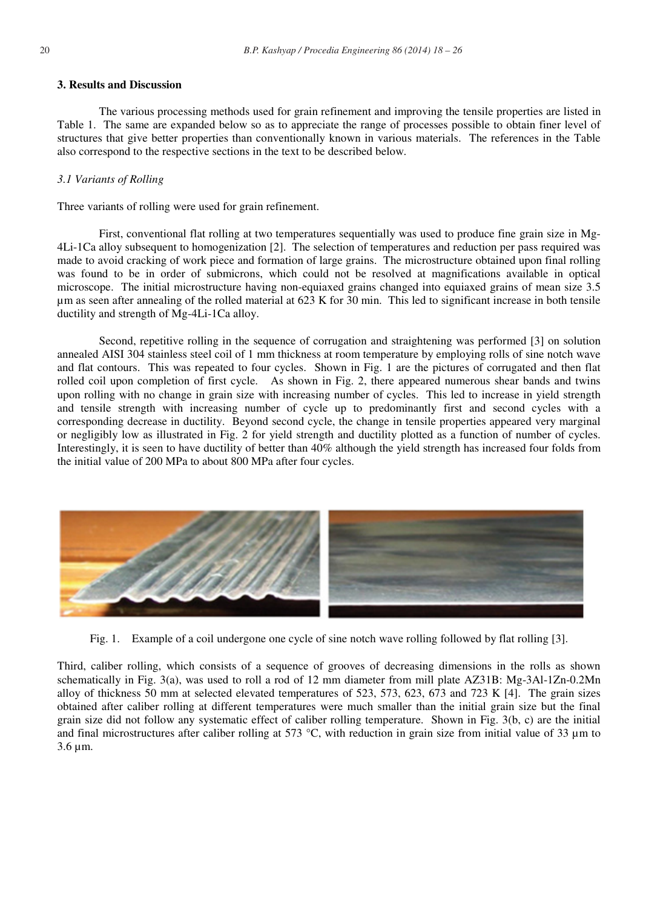## 3. Results and Discussion

The various processing methods used for grain refinement and improving the tensile properties are listed in Table 1. The same are expanded below so as to appreciate the range of processes possible to obtain finer level of structures that give better properties than conventionally known in various materials. The references in the Table also correspond to the respective sections in the text to be described below.

### *3.1 Variants of Rolling*

Three variants of rolling were used for grain refinement.

First, conventional flat rolling at two temperatures sequentially was used to produce fine grain size in Mg-4Li-1Ca alloy subsequent to homogenization [2]. The selection of temperatures and reduction per pass required was made to avoid cracking of work piece and formation of large grains. The microstructure obtained upon final rolling was found to be in order of submicrons, which could not be resolved at magnifications available in optical microscope. The initial microstructure having non-equiaxed grains changed into equiaxed grains of mean size 3.5 μm as seen after annealing of the rolled material at 623 K for 30 min. This led to significant increase in both tensile ductility and strength of Mg-4Li-1Ca alloy.

Second, repetitive rolling in the sequence of corrugation and straightening was performed [3] on solution annealed AISI 304 stainless steel coil of 1 mm thickness at room temperature by employing rolls of sine notch wave and flat contours. This was repeated to four cycles. Shown in Fig. 1 are the pictures of corrugated and then flat rolled coil upon completion of first cycle. As shown in Fig. 2, there appeared numerous shear bands and twins upon rolling with no change in grain size with increasing number of cycles. This led to increase in yield strength and tensile strength with increasing number of cycle up to predominantly first and second cycles with a corresponding decrease in ductility. Beyond second cycle, the change in tensile properties appeared very marginal or negligibly low as illustrated in Fig. 2 for yield strength and ductility plotted as a function of number of cycles. Interestingly, it is seen to have ductility of better than 40% although the yield strength has increased four folds from the initial value of 200 MPa to about 800 MPa after four cycles.

Fig. 1. Example of a coil undergone one cycle of sine notch wave rolling followed by flat rolling [3].

Third, caliber rolling, which consists of a sequence of grooves of decreasing dimensions in the rolls as shown schematically in Fig. 3(a), was used to roll a rod of 12 mm diameter from mill plate AZ31B: Mg-3Al-1Zn-0.2Mn alloy of thickness 50 mm at selected elevated temperatures of 523, 573, 623, 673 and 723 K [4]. The grain sizes obtained after caliber rolling at different temperatures were much smaller than the initial grain size but the final grain size did not follow any systematic effect of caliber rolling temperature. Shown in Fig. 3(b, c) are the initial and final microstructures after caliber rolling at 573 °C, with reduction in grain size from initial value of 33 μm to 3.6 μm.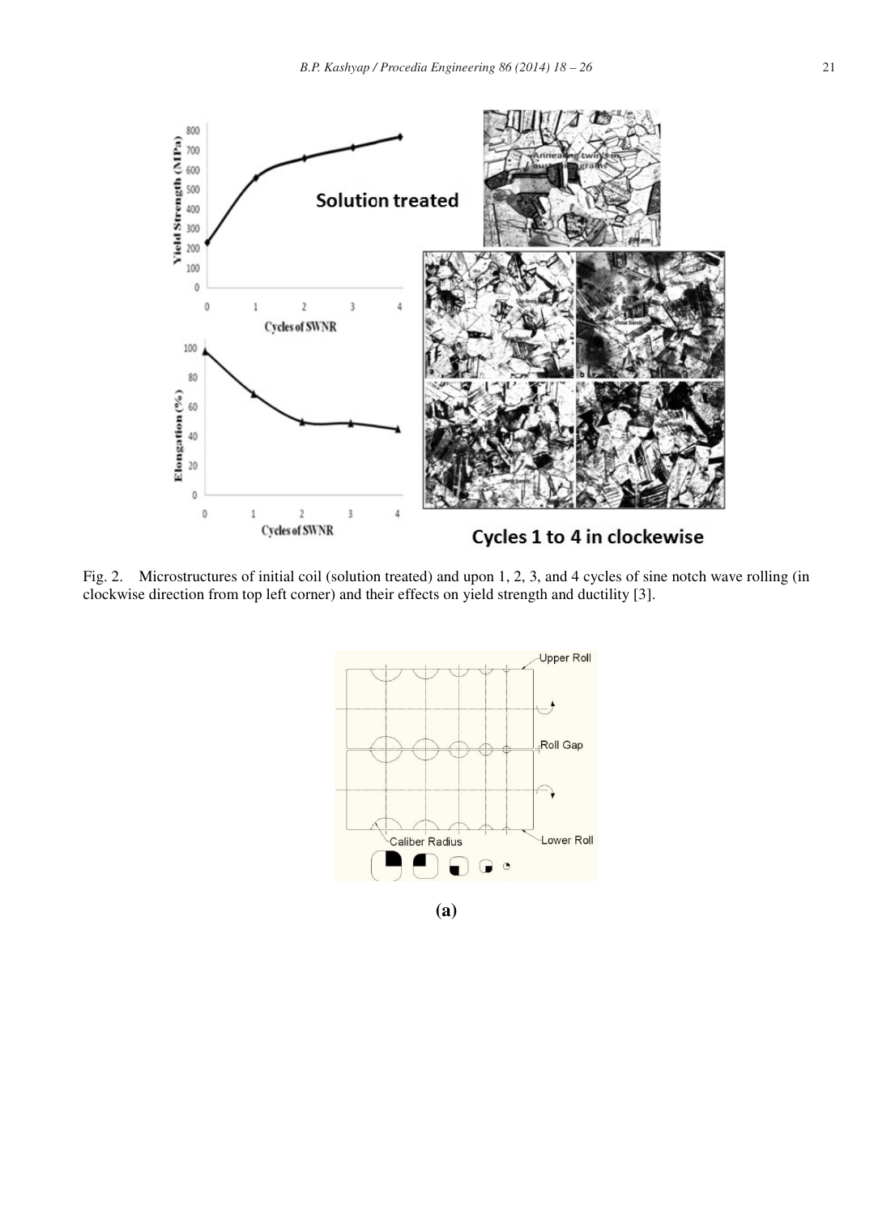Fig. 2. Microstructures of initial coil (solution treated) and upon 1, 2, 3, and 4 cycles of sine notch wave rolling (in clockwise direction from top left corner) and their effects on yield strength and ductility [3].

**(a)**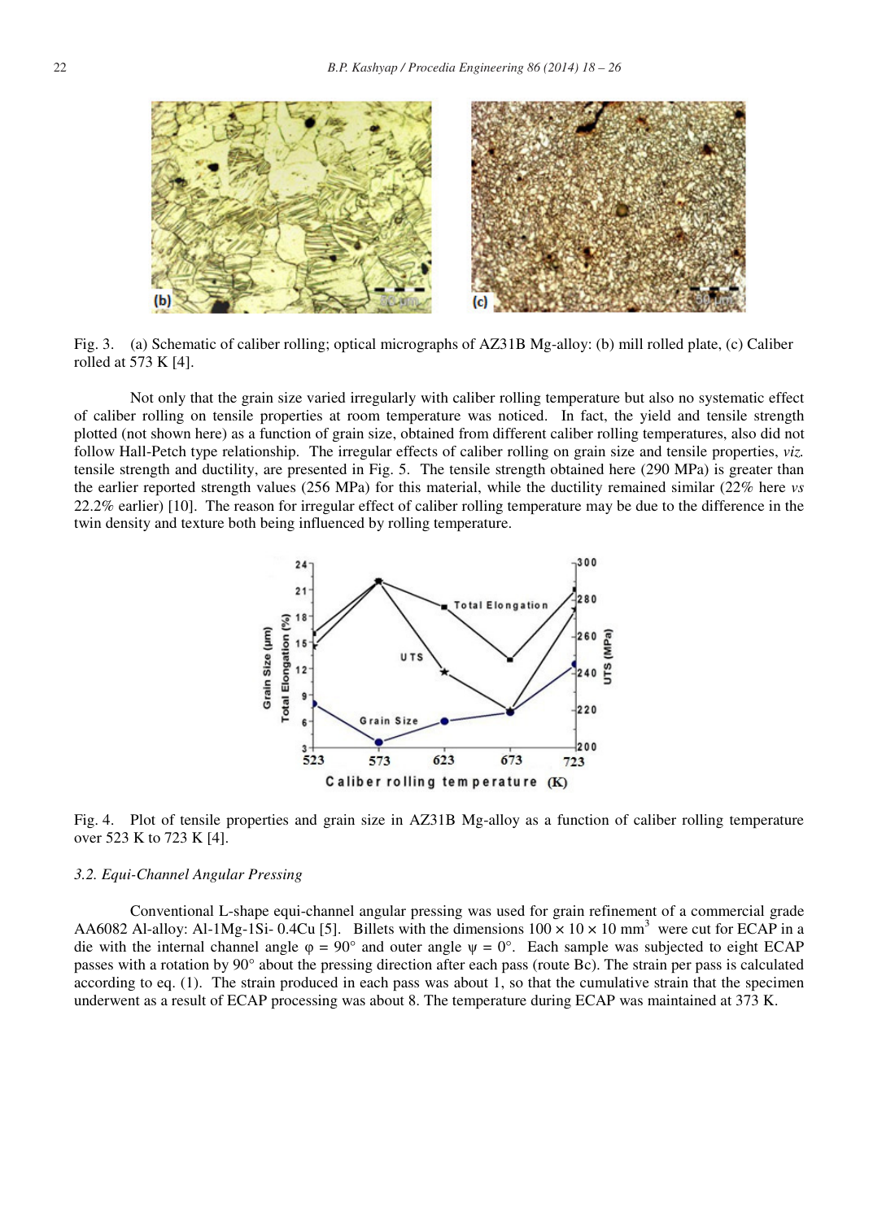Fig. 3. (a) Schematic of caliber rolling; optical micrographs of AZ31B Mg-alloy: (b) mill rolled plate, (c) Caliber rolled at 573 K [4].

Not only that the grain size varied irregularly with caliber rolling temperature but also no systematic effect of caliber rolling on tensile properties at room temperature was noticed. In fact, the yield and tensile strength plotted (not shown here) as a function of grain size, obtained from different caliber rolling temperatures, also did not follow Hall-Petch type relationship. The irregular effects of caliber rolling on grain size and tensile properties, *viz.* tensile strength and ductility, are presented in Fig. 5. The tensile strength obtained here (290 MPa) is greater than the earlier reported strength values (256 MPa) for this material, while the ductility remained similar (22% here *vs* 22.2% earlier) [10]. The reason for irregular effect of caliber rolling temperature may be due to the difference in the twin density and texture both being influenced by rolling temperature.

Fig. 4. Plot of tensile properties and grain size in AZ31B Mg-alloy as a function of caliber rolling temperature over 523 K to 723 K [4].

### *3.2. Equi-Channel Angular Pressing*

Conventional L-shape equi-channel angular pressing was used for grain refinement of a commercial grade AA6082 Al-alloy: Al-1Mg-1Si- 0.4Cu [5]. Billets with the dimensions $100 \times 10 \times 10$ mm$^3$ were cut for ECAP in a die with the internal channel angle $\varphi = 90°$ and outer angle $\psi = 0°$. Each sample was subjected to eight ECAP passes with a rotation by 90° about the pressing direction after each pass (route Bc). The strain per pass is calculated according to eq. (1). The strain produced in each pass was about 1, so that the cumulative strain that the specimen underwent as a result of ECAP processing was about 8. The temperature during ECAP was maintained at 373 K.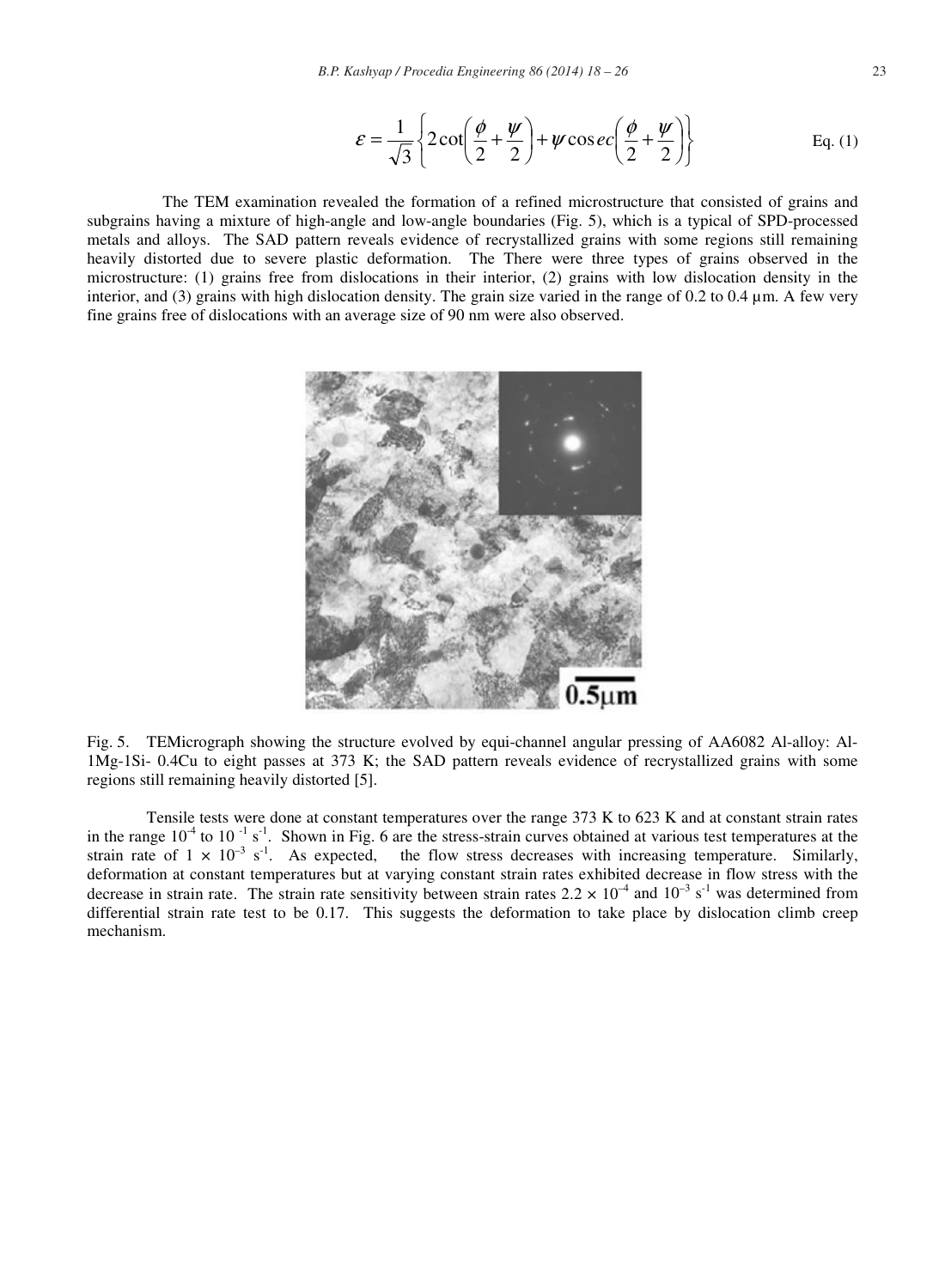$$\varepsilon = \frac{1}{\sqrt{3}}\left\{2\cot\left(\frac{\phi}{2}+\frac{\psi}{2}\right)+\psi\,\mathrm{cosec}\left(\frac{\phi}{2}+\frac{\psi}{2}\right)\right\} \qquad \text{Eq. (1)}$$

The TEM examination revealed the formation of a refined microstructure that consisted of grains and subgrains having a mixture of high-angle and low-angle boundaries (Fig. 5), which is a typical of SPD-processed metals and alloys. The SAD pattern reveals evidence of recrystallized grains with some regions still remaining heavily distorted due to severe plastic deformation. The There were three types of grains observed in the microstructure: (1) grains free from dislocations in their interior, (2) grains with low dislocation density in the interior, and (3) grains with high dislocation density. The grain size varied in the range of 0.2 to 0.4 µm. A few very fine grains free of dislocations with an average size of 90 nm were also observed.

Fig. 5. TEMicrograph showing the structure evolved by equi-channel angular pressing of AA6082 Al-alloy: Al-1Mg-1Si- 0.4Cu to eight passes at 373 K; the SAD pattern reveals evidence of recrystallized grains with some regions still remaining heavily distorted [5].

Tensile tests were done at constant temperatures over the range 373 K to 623 K and at constant strain rates in the range $10^{-4}$ to $10^{-1}$ $s^{-1}$. Shown in Fig. 6 are the stress-strain curves obtained at various test temperatures at the strain rate of $1 \times 10^{-3}$ $s^{-1}$. As expected, the flow stress decreases with increasing temperature. Similarly, deformation at constant temperatures but at varying constant strain rates exhibited decrease in flow stress with the decrease in strain rate. The strain rate sensitivity between strain rates $2.2 \times 10^{-4}$ and $10^{-3}$ $s^{-1}$ was determined from differential strain rate test to be 0.17. This suggests the deformation to take place by dislocation climb creep mechanism.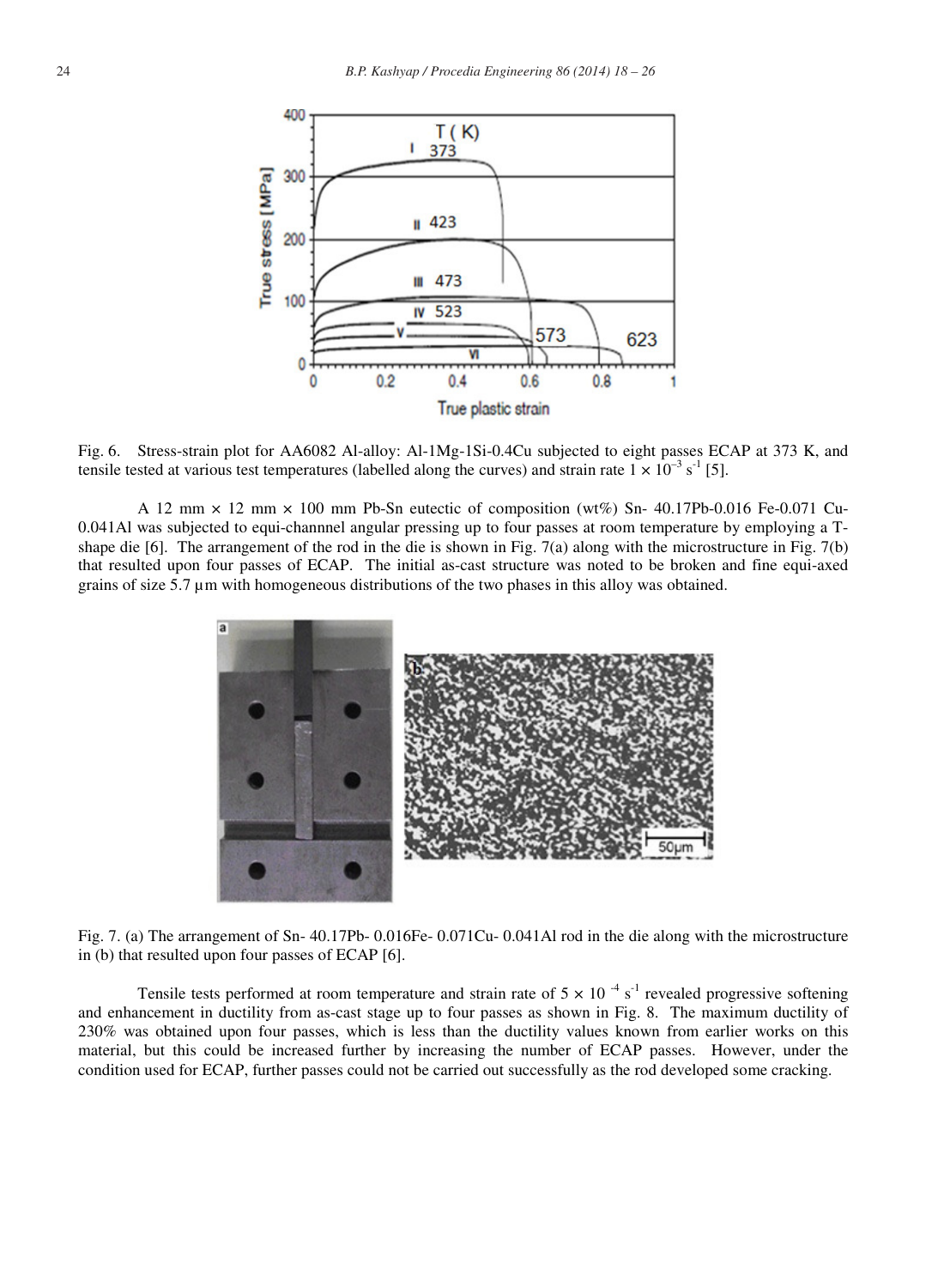Fig. 6. Stress-strain plot for AA6082 Al-alloy: Al-1Mg-1Si-0.4Cu subjected to eight passes ECAP at 373 K, and tensile tested at various test temperatures (labelled along the curves) and strain rate $1 \times 10^{-3}$ s$^{-1}$ [5].

A 12 mm × 12 mm × 100 mm Pb-Sn eutectic of composition (wt%) Sn- 40.17Pb-0.016 Fe-0.071 Cu-0.041Al was subjected to equi-channnel angular pressing up to four passes at room temperature by employing a T-shape die [6]. The arrangement of the rod in the die is shown in Fig. 7(a) along with the microstructure in Fig. 7(b) that resulted upon four passes of ECAP. The initial as-cast structure was noted to be broken and fine equi-axed grains of size 5.7 µm with homogeneous distributions of the two phases in this alloy was obtained.

Fig. 7. (a) The arrangement of Sn- 40.17Pb- 0.016Fe- 0.071Cu- 0.041Al rod in the die along with the microstructure in (b) that resulted upon four passes of ECAP [6].

Tensile tests performed at room temperature and strain rate of $5 \times 10^{-4}$ s$^{-1}$ revealed progressive softening and enhancement in ductility from as-cast stage up to four passes as shown in Fig. 8. The maximum ductility of 230% was obtained upon four passes, which is less than the ductility values known from earlier works on this material, but this could be increased further by increasing the number of ECAP passes. However, under the condition used for ECAP, further passes could not be carried out successfully as the rod developed some cracking.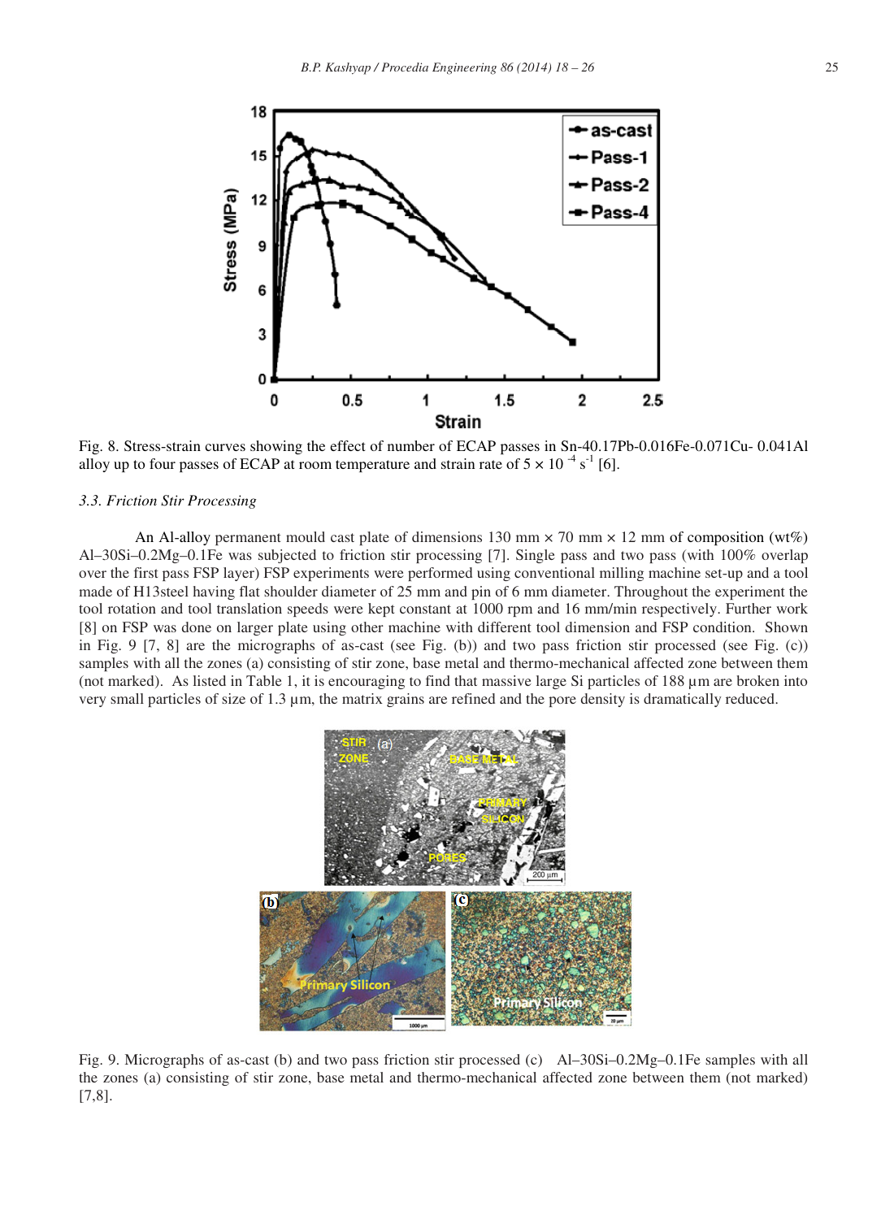Fig. 8. Stress-strain curves showing the effect of number of ECAP passes in Sn-40.17Pb-0.016Fe-0.071Cu- 0.041Al alloy up to four passes of ECAP at room temperature and strain rate of $5 \times 10^{-4}$ $s^{-1}$ [6].

### *3.3. Friction Stir Processing*

An Al-alloy permanent mould cast plate of dimensions 130 mm × 70 mm × 12 mm of composition (wt%) Al–30Si–0.2Mg–0.1Fe was subjected to friction stir processing [7]. Single pass and two pass (with 100% overlap over the first pass FSP layer) FSP experiments were performed using conventional milling machine set-up and a tool made of H13steel having flat shoulder diameter of 25 mm and pin of 6 mm diameter. Throughout the experiment the tool rotation and tool translation speeds were kept constant at 1000 rpm and 16 mm/min respectively. Further work [8] on FSP was done on larger plate using other machine with different tool dimension and FSP condition. Shown in Fig. 9 [7, 8] are the micrographs of as-cast (see Fig. (b)) and two pass friction stir processed (see Fig. (c)) samples with all the zones (a) consisting of stir zone, base metal and thermo-mechanical affected zone between them (not marked). As listed in Table 1, it is encouraging to find that massive large Si particles of 188 µm are broken into very small particles of size of 1.3 µm, the matrix grains are refined and the pore density is dramatically reduced.

Fig. 9. Micrographs of as-cast (b) and two pass friction stir processed (c) Al–30Si–0.2Mg–0.1Fe samples with all the zones (a) consisting of stir zone, base metal and thermo-mechanical affected zone between them (not marked) [7,8].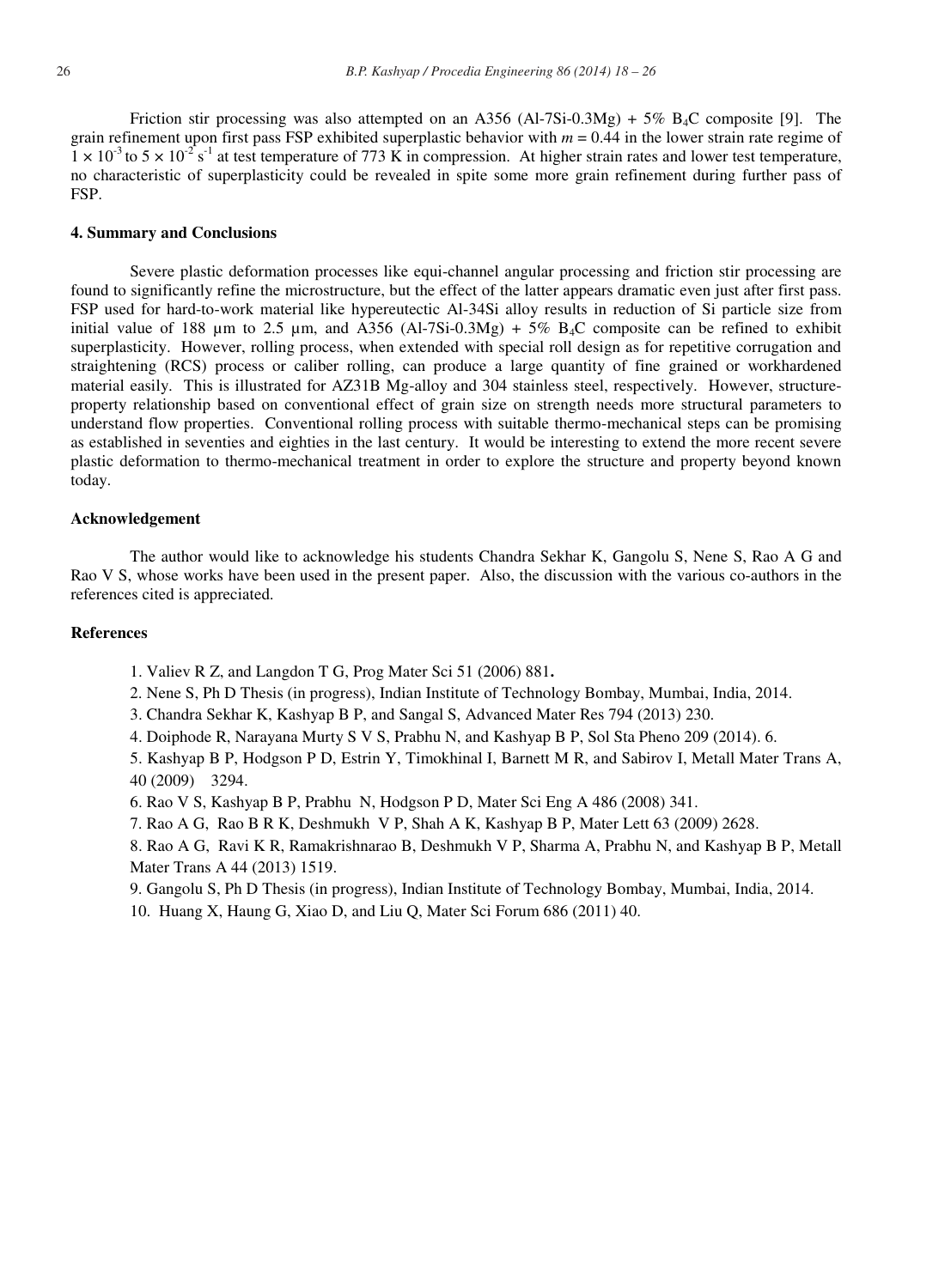Friction stir processing was also attempted on an A356 (Al-7Si-0.3Mg) + 5% $B_4C$ composite [9]. The grain refinement upon first pass FSP exhibited superplastic behavior with $m = 0.44$ in the lower strain rate regime of $1 \times 10^{-3}$ to $5 \times 10^{-2}$ $s^{-1}$ at test temperature of 773 K in compression. At higher strain rates and lower test temperature, no characteristic of superplasticity could be revealed in spite some more grain refinement during further pass of FSP.

## 4. Summary and Conclusions

Severe plastic deformation processes like equi-channel angular processing and friction stir processing are found to significantly refine the microstructure, but the effect of the latter appears dramatic even just after first pass. FSP used for hard-to-work material like hypereutectic Al-34Si alloy results in reduction of Si particle size from initial value of 188 µm to 2.5 µm, and A356 (Al-7Si-0.3Mg) + 5% $B_4C$ composite can be refined to exhibit superplasticity. However, rolling process, when extended with special roll design as for repetitive corrugation and straightening (RCS) process or caliber rolling, can produce a large quantity of fine grained or workhardened material easily. This is illustrated for AZ31B Mg-alloy and 304 stainless steel, respectively. However, structure-property relationship based on conventional effect of grain size on strength needs more structural parameters to understand flow properties. Conventional rolling process with suitable thermo-mechanical steps can be promising as established in seventies and eighties in the last century. It would be interesting to extend the more recent severe plastic deformation to thermo-mechanical treatment in order to explore the structure and property beyond known today.

## Acknowledgement

The author would like to acknowledge his students Chandra Sekhar K, Gangolu S, Nene S, Rao A G and Rao V S, whose works have been used in the present paper. Also, the discussion with the various co-authors in the references cited is appreciated.

## References

1. Valiev R Z, and Langdon T G, Prog Mater Sci 51 (2006) 881.
2. Nene S, Ph D Thesis (in progress), Indian Institute of Technology Bombay, Mumbai, India, 2014.
3. Chandra Sekhar K, Kashyap B P, and Sangal S, Advanced Mater Res 794 (2013) 230.
4. Doiphode R, Narayana Murty S V S, Prabhu N, and Kashyap B P, Sol Sta Pheno 209 (2014). 6.
5. Kashyap B P, Hodgson P D, Estrin Y, Timokhinal I, Barnett M R, and Sabirov I, Metall Mater Trans A, 40 (2009) 3294.
6. Rao V S, Kashyap B P, Prabhu N, Hodgson P D, Mater Sci Eng A 486 (2008) 341.
7. Rao A G, Rao B R K, Deshmukh V P, Shah A K, Kashyap B P, Mater Lett 63 (2009) 2628.
8. Rao A G, Ravi K R, Ramakrishnarao B, Deshmukh V P, Sharma A, Prabhu N, and Kashyap B P, Metall Mater Trans A 44 (2013) 1519.
9. Gangolu S, Ph D Thesis (in progress), Indian Institute of Technology Bombay, Mumbai, India, 2014.
10. Huang X, Haung G, Xiao D, and Liu Q, Mater Sci Forum 686 (2011) 40.